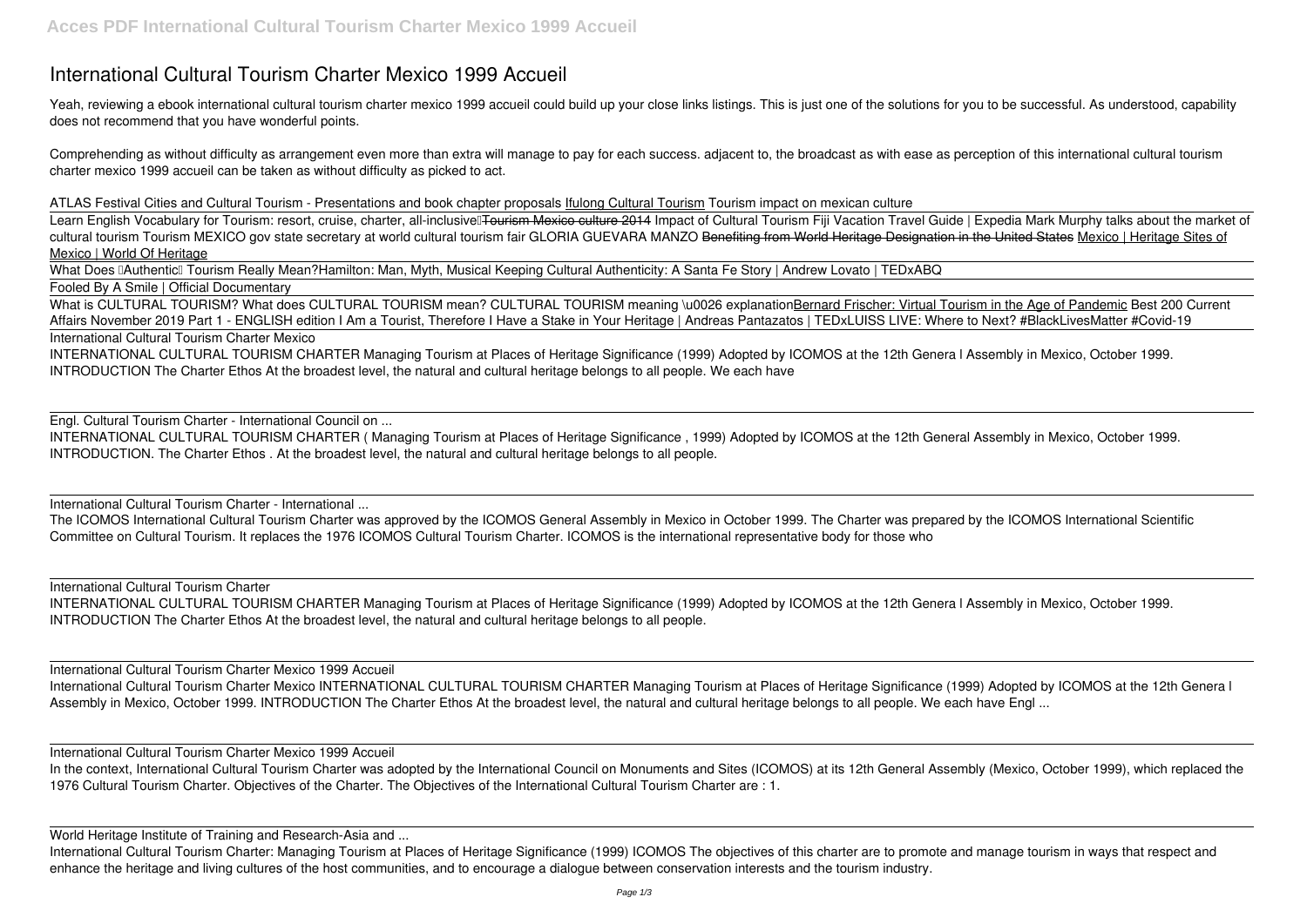# International Cultural Tourism Charter Mexico 1999 Accueil

Yeah, reviewing a ebook international cultural tourism charter mexico 1999 accueil could build up your close links listings. This is just one of the solutions for you to be successful. As understood, capability does not recommend that you have wonderful points.

Comprehending as without difficulty as arrangement even more than extra will manage to pay for each success. adjacent to, the broadcast as with ease as perception of this international cultural tourism charter mexico 1999 accueil can be taken as without difficulty as picked to act.

*ATLAS Festival Cities and Cultural Tourism - Presentations and book chapter proposals* Ifulong Cultural Tourism *Tourism impact on mexican culture*

Learn English Vocabulary for Tourism: resort, cruise, charter, all-inclusive… ~~Tourism Mexico culture 2014~~ *Impact of Cultural Tourism* *Fiji Vacation Travel Guide | Expedia* *Mark Murphy talks about the market of cultural tourism* *Tourism MEXICO gov state secretary at world cultural tourism fair GLORIA GUEVARA MANZO* ~~Benefiting from World Heritage Designation in the United States~~ Mexico | Heritage Sites of Mexico | World Of Heritage

What Does "Authentic" Tourism Really Mean? *Hamilton: Man, Myth, Musical* *Keeping Cultural Authenticity: A Santa Fe Story | Andrew Lovato | TEDxABQ*

Fooled By A Smile | Official Documentary

What is CULTURAL TOURISM? What does CULTURAL TOURISM mean? CULTURAL TOURISM meaning \u0026 explanation Bernard Frischer: Virtual Tourism in the Age of Pandemic *Best 200 Current Affairs November 2019 Part 1 - ENGLISH edition* *I Am a Tourist, Therefore I Have a Stake in Your Heritage | Andreas Pantazatos | TEDxLUISS* *LIVE: Where to Next? #BlackLivesMatter #Covid-19*

International Cultural Tourism Charter Mexico

INTERNATIONAL CULTURAL TOURISM CHARTER Managing Tourism at Places of Heritage Significance (1999) Adopted by ICOMOS at the 12th Genera l Assembly in Mexico, October 1999. INTRODUCTION The Charter Ethos At the broadest level, the natural and cultural heritage belongs to all people. We each have

Engl. Cultural Tourism Charter - International Council on ...

INTERNATIONAL CULTURAL TOURISM CHARTER ( Managing Tourism at Places of Heritage Significance , 1999) Adopted by ICOMOS at the 12th General Assembly in Mexico, October 1999. INTRODUCTION. The Charter Ethos . At the broadest level, the natural and cultural heritage belongs to all people.

International Cultural Tourism Charter - International ...

The ICOMOS International Cultural Tourism Charter was approved by the ICOMOS General Assembly in Mexico in October 1999. The Charter was prepared by the ICOMOS International Scientific Committee on Cultural Tourism. It replaces the 1976 ICOMOS Cultural Tourism Charter. ICOMOS is the international representative body for those who

International Cultural Tourism Charter

INTERNATIONAL CULTURAL TOURISM CHARTER Managing Tourism at Places of Heritage Significance (1999) Adopted by ICOMOS at the 12th Genera l Assembly in Mexico, October 1999. INTRODUCTION The Charter Ethos At the broadest level, the natural and cultural heritage belongs to all people.

International Cultural Tourism Charter Mexico 1999 Accueil

International Cultural Tourism Charter Mexico INTERNATIONAL CULTURAL TOURISM CHARTER Managing Tourism at Places of Heritage Significance (1999) Adopted by ICOMOS at the 12th Genera l Assembly in Mexico, October 1999. INTRODUCTION The Charter Ethos At the broadest level, the natural and cultural heritage belongs to all people. We each have Engl ...

International Cultural Tourism Charter Mexico 1999 Accueil

In the context, International Cultural Tourism Charter was adopted by the International Council on Monuments and Sites (ICOMOS) at its 12th General Assembly (Mexico, October 1999), which replaced the 1976 Cultural Tourism Charter. Objectives of the Charter. The Objectives of the International Cultural Tourism Charter are : 1.

World Heritage Institute of Training and Research-Asia and ...

International Cultural Tourism Charter: Managing Tourism at Places of Heritage Significance (1999) ICOMOS The objectives of this charter are to promote and manage tourism in ways that respect and enhance the heritage and living cultures of the host communities, and to encourage a dialogue between conservation interests and the tourism industry.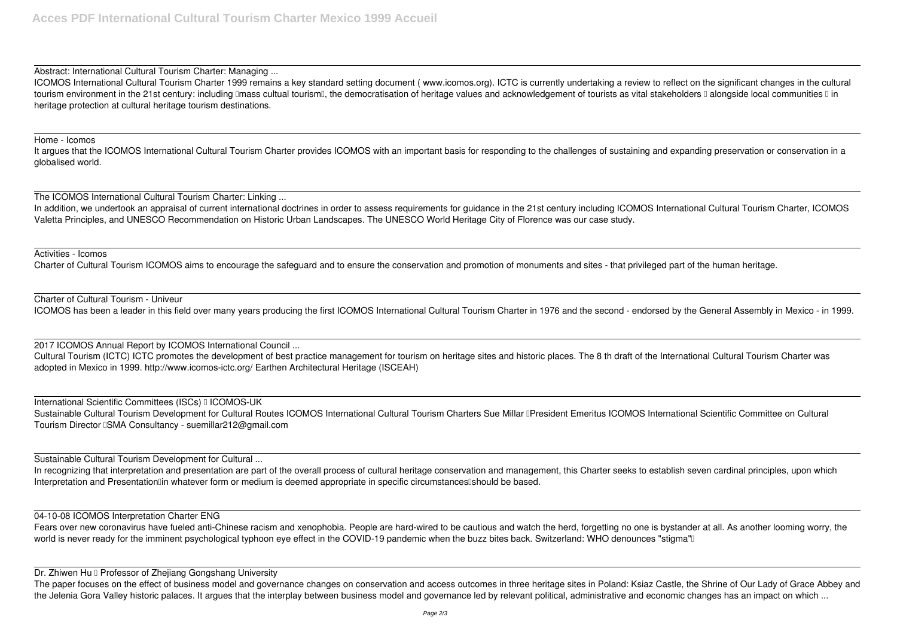Abstract: International Cultural Tourism Charter: Managing ...

ICOMOS International Cultural Tourism Charter 1999 remains a key standard setting document ( www.icomos.org). ICTC is currently undertaking a review to reflect on the significant changes in the cultural tourism environment in the 21st century: including "mass cultual tourism", the democratisation of heritage values and acknowledgement of tourists as vital stakeholders – alongside local communities – in heritage protection at cultural heritage tourism destinations.

Home - Icomos

It argues that the ICOMOS International Cultural Tourism Charter provides ICOMOS with an important basis for responding to the challenges of sustaining and expanding preservation or conservation in a globalised world.

The ICOMOS International Cultural Tourism Charter: Linking ...

In addition, we undertook an appraisal of current international doctrines in order to assess requirements for guidance in the 21st century including ICOMOS International Cultural Tourism Charter, ICOMOS Valetta Principles, and UNESCO Recommendation on Historic Urban Landscapes. The UNESCO World Heritage City of Florence was our case study.

Activities - Icomos

Charter of Cultural Tourism ICOMOS aims to encourage the safeguard and to ensure the conservation and promotion of monuments and sites - that privileged part of the human heritage.

Charter of Cultural Tourism - Univeur

ICOMOS has been a leader in this field over many years producing the first ICOMOS International Cultural Tourism Charter in 1976 and the second - endorsed by the General Assembly in Mexico - in 1999.

2017 ICOMOS Annual Report by ICOMOS International Council ...

Cultural Tourism (ICTC) ICTC promotes the development of best practice management for tourism on heritage sites and historic places. The 8 th draft of the International Cultural Tourism Charter was adopted in Mexico in 1999. http://www.icomos-ictc.org/ Earthen Architectural Heritage (ISCEAH)

International Scientific Committees (ISCs) – ICOMOS-UK

Sustainable Cultural Tourism Development for Cultural Routes ICOMOS International Cultural Tourism Charters Sue Millar –President Emeritus ICOMOS International Scientific Committee on Cultural Tourism Director –SMA Consultancy - suemillar212@gmail.com

Sustainable Cultural Tourism Development for Cultural ...

In recognizing that interpretation and presentation are part of the overall process of cultural heritage conservation and management, this Charter seeks to establish seven cardinal principles, upon which Interpretation and Presentation—in whatever form or medium is deemed appropriate in specific circumstances—should be based.

04-10-08 ICOMOS Interpretation Charter ENG

Fears over new coronavirus have fueled anti-Chinese racism and xenophobia. People are hard-wired to be cautious and watch the herd, forgetting no one is bystander at all. As another looming worry, the world is never ready for the imminent psychological typhoon eye effect in the COVID-19 pandemic when the buzz bites back. Switzerland: WHO denounces "stigma"…

Dr. Zhiwen Hu – Professor of Zhejiang Gongshang University

The paper focuses on the effect of business model and governance changes on conservation and access outcomes in three heritage sites in Poland: Ksiaz Castle, the Shrine of Our Lady of Grace Abbey and the Jelenia Gora Valley historic palaces. It argues that the interplay between business model and governance led by relevant political, administrative and economic changes has an impact on which ...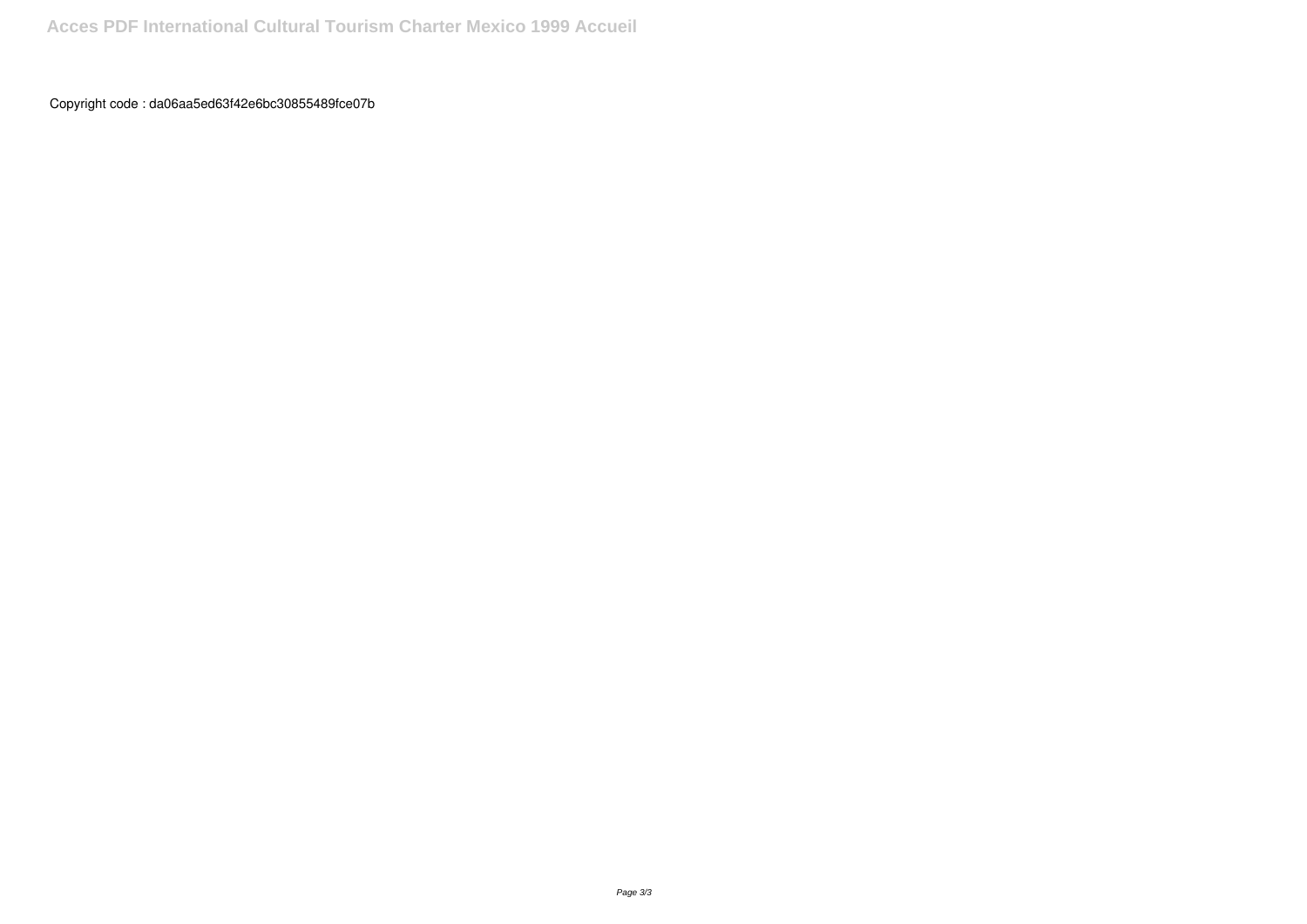Copyright code : da06aa5ed63f42e6bc30855489fce07b